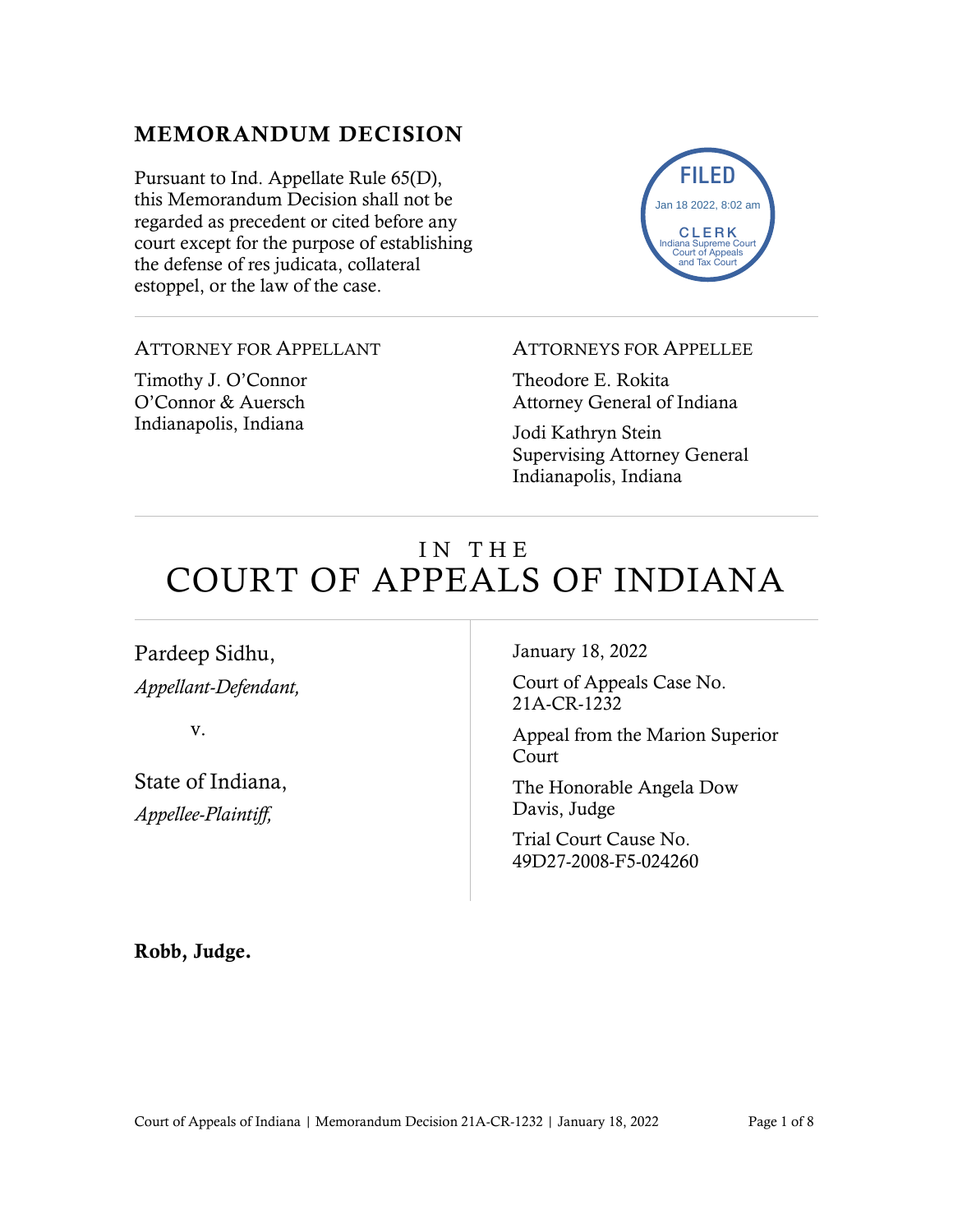## MEMORANDUM DECISION

Pursuant to Ind. Appellate Rule 65(D), this Memorandum Decision shall not be regarded as precedent or cited before any court except for the purpose of establishing the defense of res judicata, collateral estoppel, or the law of the case.

FILED
Jan 18 2022, 8:02 am
CLERK
Indiana Supreme Court
Court of Appeals
and Tax Court

---

ATTORNEY FOR APPELLANT

Timothy J. O'Connor
O'Connor & Auersch
Indianapolis, Indiana

ATTORNEYS FOR APPELLEE

Theodore E. Rokita
Attorney General of Indiana

Jodi Kathryn Stein
Supervising Attorney General
Indianapolis, Indiana

---

# IN THE COURT OF APPEALS OF INDIANA

---

Pardeep Sidhu,
*Appellant-Defendant,*

v.

State of Indiana,
*Appellee-Plaintiff,*

January 18, 2022

Court of Appeals Case No. 21A-CR-1232

Appeal from the Marion Superior Court

The Honorable Angela Dow Davis, Judge

Trial Court Cause No. 49D27-2008-F5-024260

**Robb, Judge.**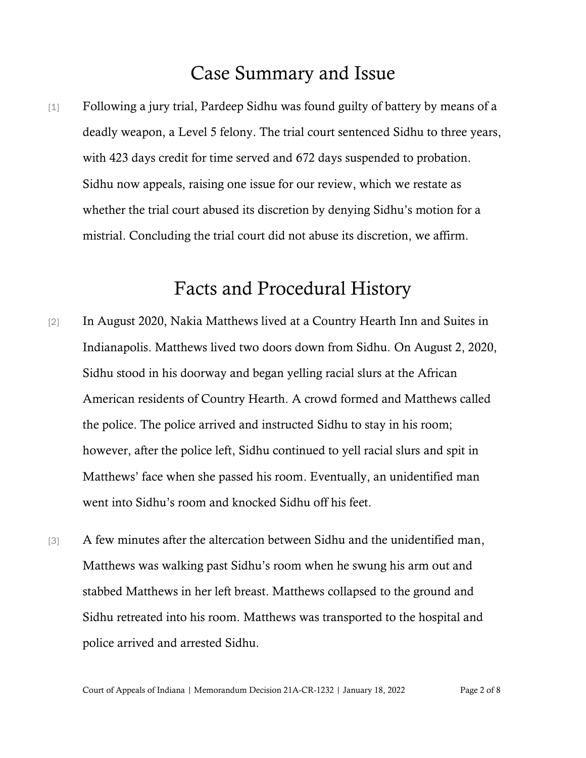# Case Summary and Issue

[1] Following a jury trial, Pardeep Sidhu was found guilty of battery by means of a deadly weapon, a Level 5 felony. The trial court sentenced Sidhu to three years, with 423 days credit for time served and 672 days suspended to probation. Sidhu now appeals, raising one issue for our review, which we restate as whether the trial court abused its discretion by denying Sidhu's motion for a mistrial. Concluding the trial court did not abuse its discretion, we affirm.

# Facts and Procedural History

[2] In August 2020, Nakia Matthews lived at a Country Hearth Inn and Suites in Indianapolis. Matthews lived two doors down from Sidhu. On August 2, 2020, Sidhu stood in his doorway and began yelling racial slurs at the African American residents of Country Hearth. A crowd formed and Matthews called the police. The police arrived and instructed Sidhu to stay in his room; however, after the police left, Sidhu continued to yell racial slurs and spit in Matthews' face when she passed his room. Eventually, an unidentified man went into Sidhu's room and knocked Sidhu off his feet.

[3] A few minutes after the altercation between Sidhu and the unidentified man, Matthews was walking past Sidhu's room when he swung his arm out and stabbed Matthews in her left breast. Matthews collapsed to the ground and Sidhu retreated into his room. Matthews was transported to the hospital and police arrived and arrested Sidhu.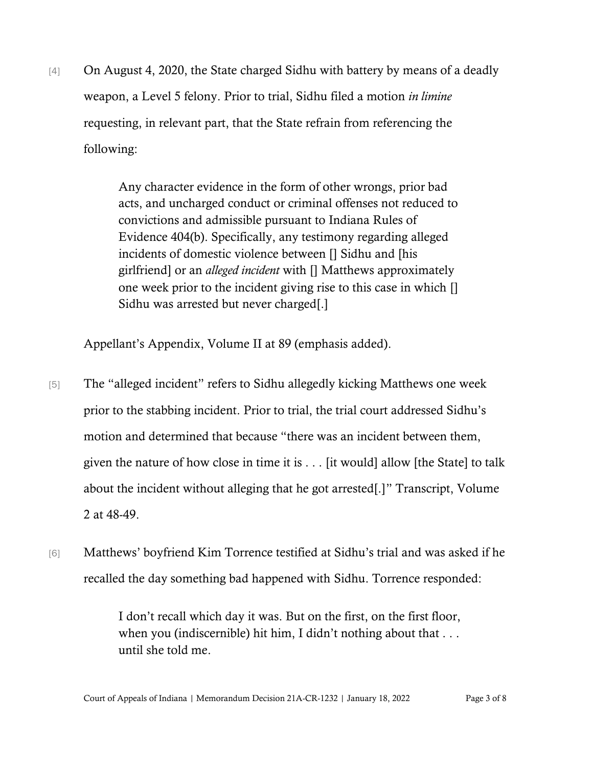[4] On August 4, 2020, the State charged Sidhu with battery by means of a deadly weapon, a Level 5 felony. Prior to trial, Sidhu filed a motion *in limine* requesting, in relevant part, that the State refrain from referencing the following:

> Any character evidence in the form of other wrongs, prior bad acts, and uncharged conduct or criminal offenses not reduced to convictions and admissible pursuant to Indiana Rules of Evidence 404(b). Specifically, any testimony regarding alleged incidents of domestic violence between [] Sidhu and [his girlfriend] or an *alleged incident* with [] Matthews approximately one week prior to the incident giving rise to this case in which [] Sidhu was arrested but never charged[.]

Appellant's Appendix, Volume II at 89 (emphasis added).

[5] The "alleged incident" refers to Sidhu allegedly kicking Matthews one week prior to the stabbing incident. Prior to trial, the trial court addressed Sidhu's motion and determined that because "there was an incident between them, given the nature of how close in time it is . . . [it would] allow [the State] to talk about the incident without alleging that he got arrested[.]" Transcript, Volume 2 at 48-49.

[6] Matthews' boyfriend Kim Torrence testified at Sidhu's trial and was asked if he recalled the day something bad happened with Sidhu. Torrence responded:

> I don't recall which day it was. But on the first, on the first floor, when you (indiscernible) hit him, I didn't nothing about that . . . until she told me.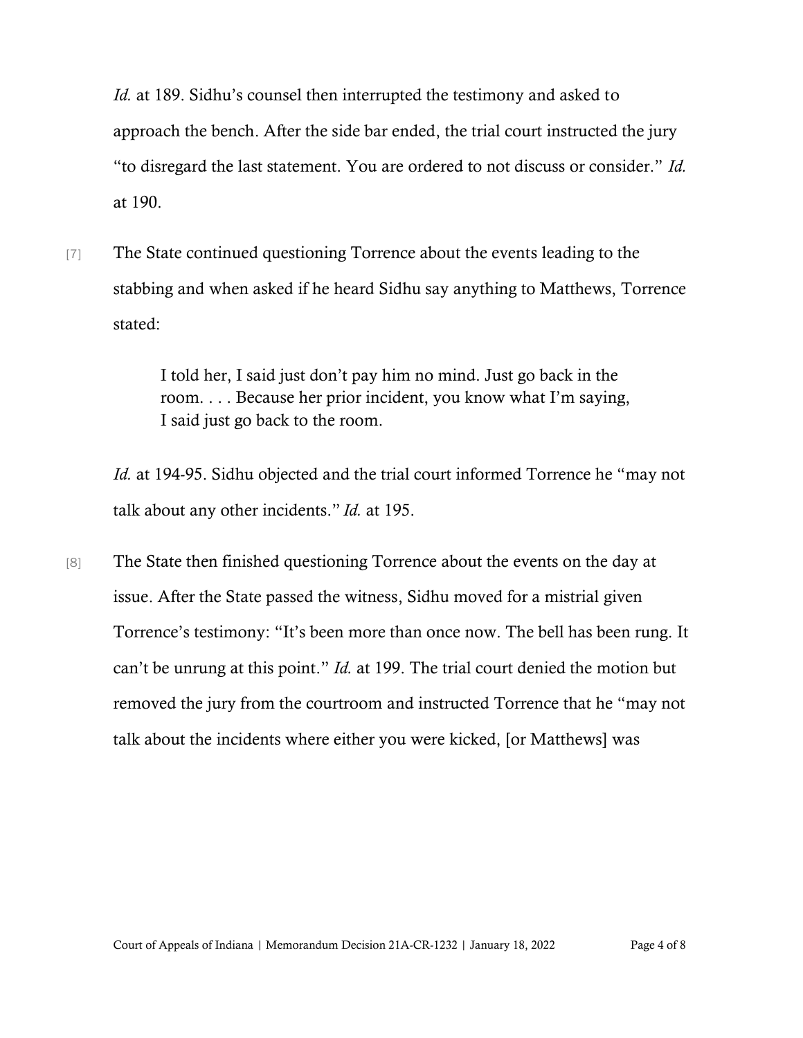*Id.* at 189. Sidhu's counsel then interrupted the testimony and asked to approach the bench. After the side bar ended, the trial court instructed the jury "to disregard the last statement. You are ordered to not discuss or consider." *Id.* at 190.

[7] The State continued questioning Torrence about the events leading to the stabbing and when asked if he heard Sidhu say anything to Matthews, Torrence stated:

> I told her, I said just don't pay him no mind. Just go back in the room. . . . Because her prior incident, you know what I'm saying, I said just go back to the room.

*Id.* at 194-95. Sidhu objected and the trial court informed Torrence he "may not talk about any other incidents." *Id.* at 195.

[8] The State then finished questioning Torrence about the events on the day at issue. After the State passed the witness, Sidhu moved for a mistrial given Torrence's testimony: "It's been more than once now. The bell has been rung. It can't be unrung at this point." *Id.* at 199. The trial court denied the motion but removed the jury from the courtroom and instructed Torrence that he "may not talk about the incidents where either you were kicked, [or Matthews] was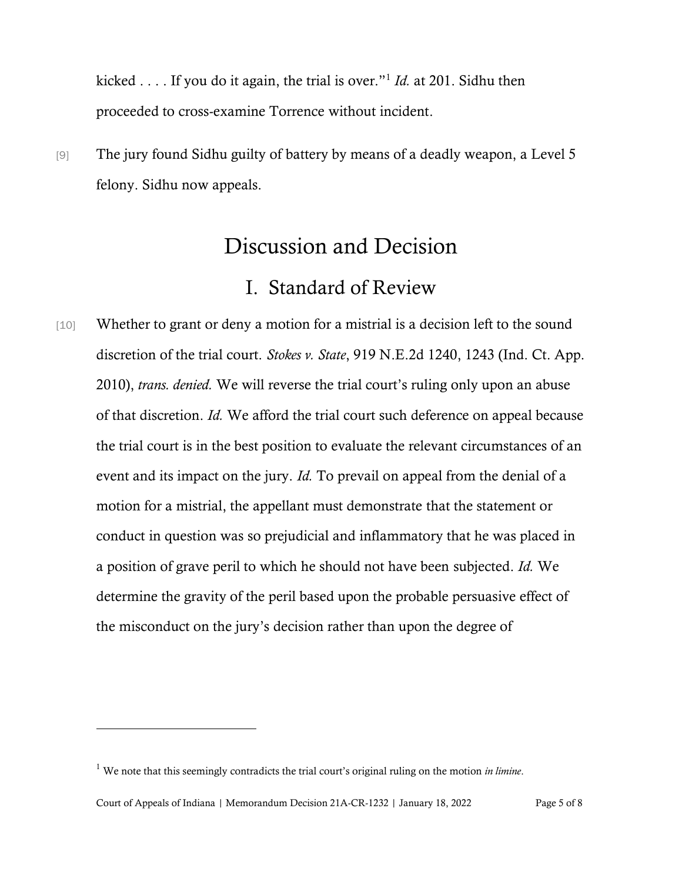kicked . . . . If you do it again, the trial is over."[1] *Id.* at 201. Sidhu then proceeded to cross-examine Torrence without incident.

[9] The jury found Sidhu guilty of battery by means of a deadly weapon, a Level 5 felony. Sidhu now appeals.

# Discussion and Decision

## I. Standard of Review

[10] Whether to grant or deny a motion for a mistrial is a decision left to the sound discretion of the trial court. *Stokes v. State*, 919 N.E.2d 1240, 1243 (Ind. Ct. App. 2010), *trans. denied.* We will reverse the trial court's ruling only upon an abuse of that discretion. *Id.* We afford the trial court such deference on appeal because the trial court is in the best position to evaluate the relevant circumstances of an event and its impact on the jury. *Id.* To prevail on appeal from the denial of a motion for a mistrial, the appellant must demonstrate that the statement or conduct in question was so prejudicial and inflammatory that he was placed in a position of grave peril to which he should not have been subjected. *Id.* We determine the gravity of the peril based upon the probable persuasive effect of the misconduct on the jury's decision rather than upon the degree of

---

[1] We note that this seemingly contradicts the trial court's original ruling on the motion *in limine*.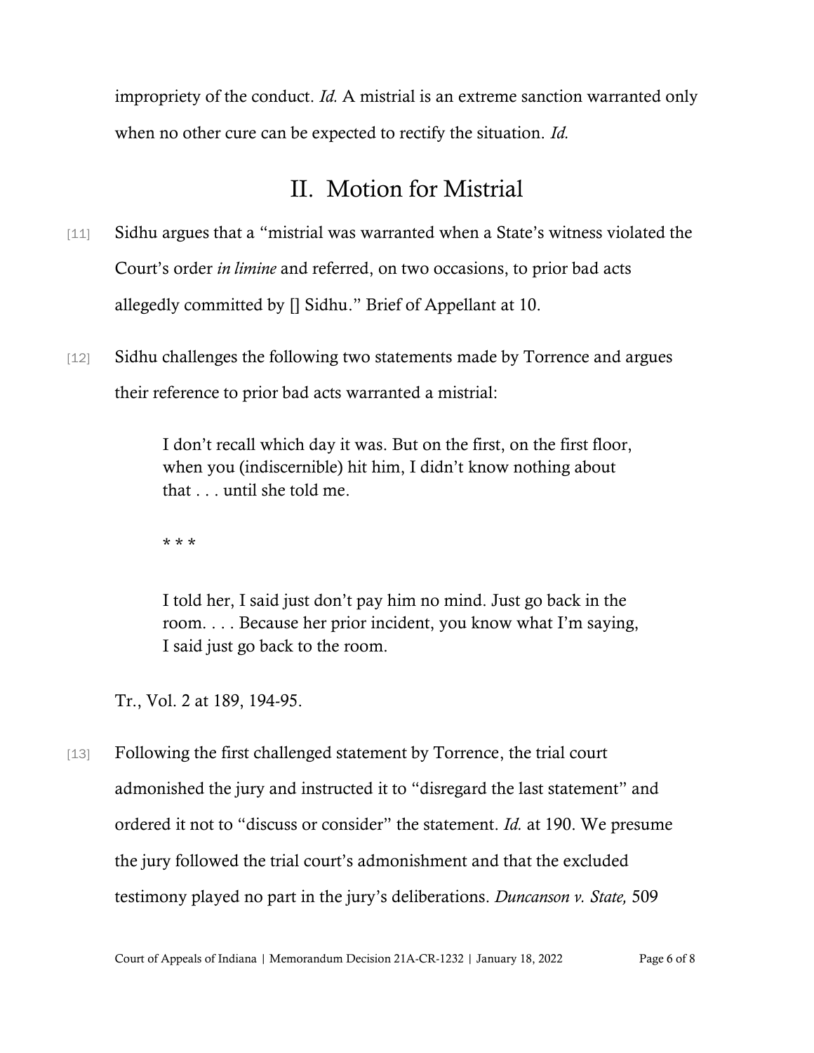impropriety of the conduct. *Id.* A mistrial is an extreme sanction warranted only when no other cure can be expected to rectify the situation. *Id.*

## II. Motion for Mistrial

[11] Sidhu argues that a "mistrial was warranted when a State's witness violated the Court's order *in limine* and referred, on two occasions, to prior bad acts allegedly committed by [] Sidhu." Brief of Appellant at 10.

[12] Sidhu challenges the following two statements made by Torrence and argues their reference to prior bad acts warranted a mistrial:

> I don't recall which day it was. But on the first, on the first floor, when you (indiscernible) hit him, I didn't know nothing about that . . . until she told me.
>
> * * *
>
> I told her, I said just don't pay him no mind. Just go back in the room. . . . Because her prior incident, you know what I'm saying, I said just go back to the room.

Tr., Vol. 2 at 189, 194-95.

[13] Following the first challenged statement by Torrence, the trial court admonished the jury and instructed it to "disregard the last statement" and ordered it not to "discuss or consider" the statement. *Id.* at 190. We presume the jury followed the trial court's admonishment and that the excluded testimony played no part in the jury's deliberations. *Duncanson v. State,* 509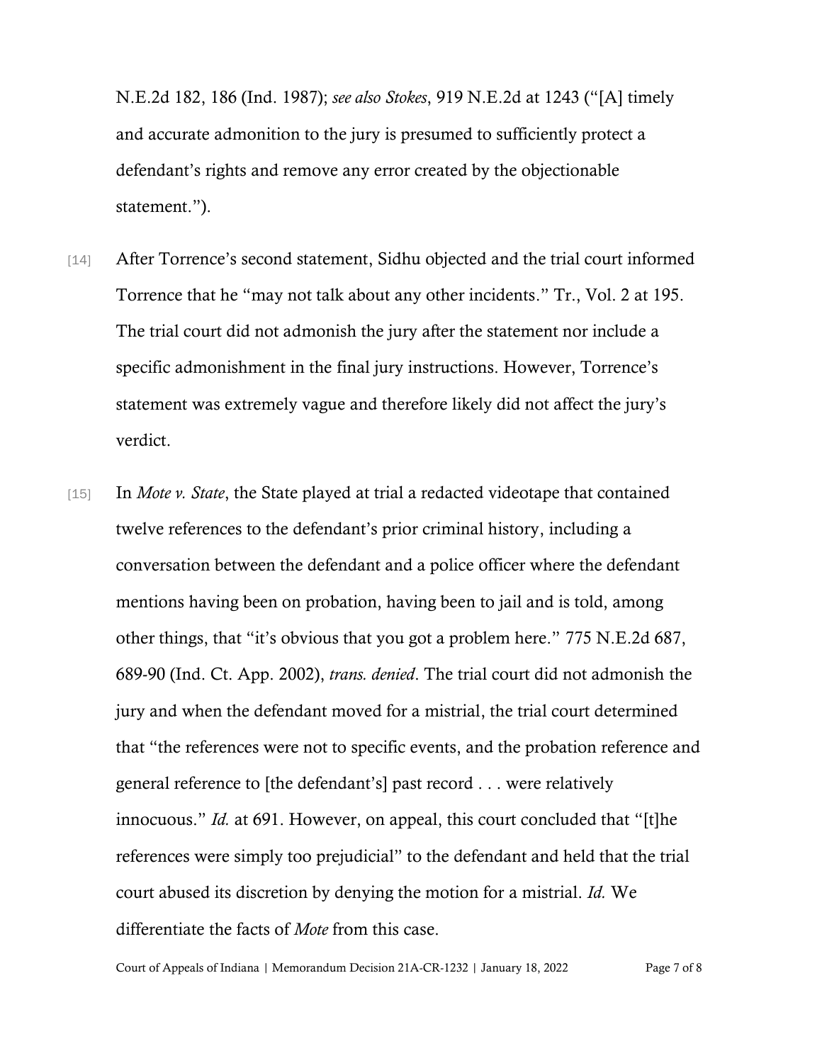N.E.2d 182, 186 (Ind. 1987); *see also Stokes*, 919 N.E.2d at 1243 ("[A] timely and accurate admonition to the jury is presumed to sufficiently protect a defendant's rights and remove any error created by the objectionable statement.").

[14] After Torrence's second statement, Sidhu objected and the trial court informed Torrence that he "may not talk about any other incidents." Tr., Vol. 2 at 195. The trial court did not admonish the jury after the statement nor include a specific admonishment in the final jury instructions. However, Torrence's statement was extremely vague and therefore likely did not affect the jury's verdict.

[15] In *Mote v. State*, the State played at trial a redacted videotape that contained twelve references to the defendant's prior criminal history, including a conversation between the defendant and a police officer where the defendant mentions having been on probation, having been to jail and is told, among other things, that "it's obvious that you got a problem here." 775 N.E.2d 687, 689-90 (Ind. Ct. App. 2002), *trans. denied*. The trial court did not admonish the jury and when the defendant moved for a mistrial, the trial court determined that "the references were not to specific events, and the probation reference and general reference to [the defendant's] past record . . . were relatively innocuous." *Id.* at 691. However, on appeal, this court concluded that "[t]he references were simply too prejudicial" to the defendant and held that the trial court abused its discretion by denying the motion for a mistrial. *Id.* We differentiate the facts of *Mote* from this case.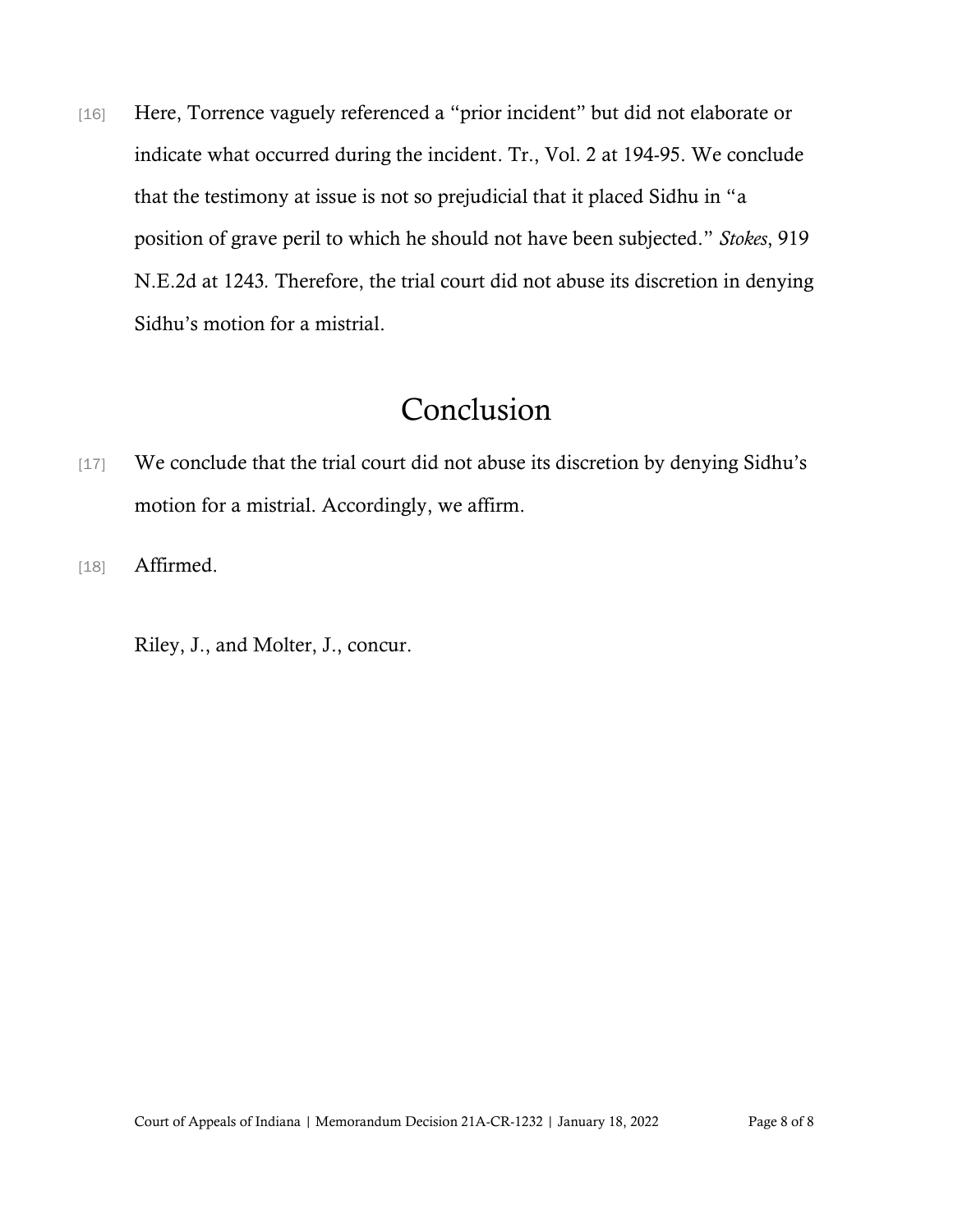[16] Here, Torrence vaguely referenced a "prior incident" but did not elaborate or indicate what occurred during the incident. Tr., Vol. 2 at 194-95. We conclude that the testimony at issue is not so prejudicial that it placed Sidhu in "a position of grave peril to which he should not have been subjected." *Stokes*, 919 N.E.2d at 1243. Therefore, the trial court did not abuse its discretion in denying Sidhu's motion for a mistrial.

# Conclusion

[17] We conclude that the trial court did not abuse its discretion by denying Sidhu's motion for a mistrial. Accordingly, we affirm.

[18] Affirmed.

Riley, J., and Molter, J., concur.